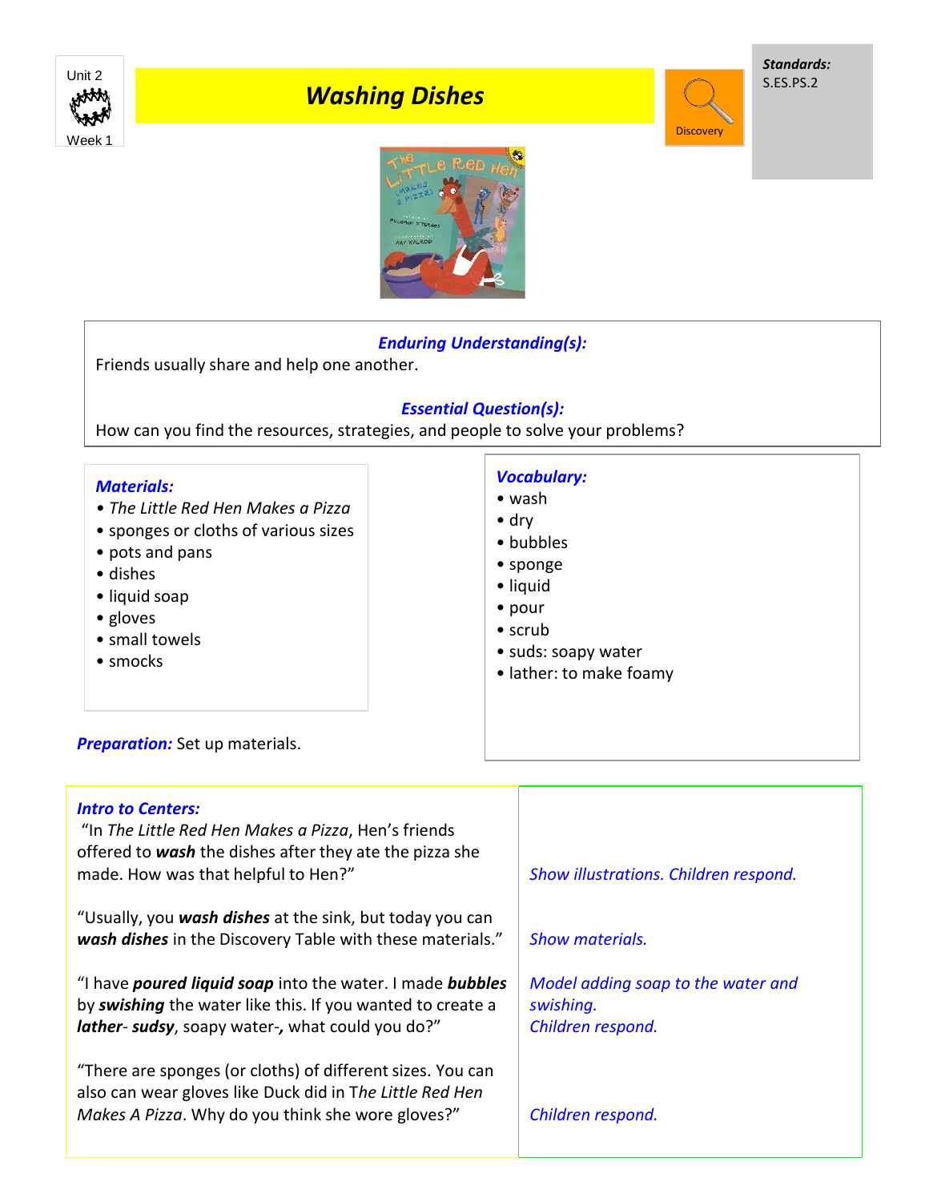Unit 2

Week 1

# *Washing Dishes*

Discovery

***Standards:***
S.ES.PS.2

***Enduring Understanding(s):***
Friends usually share and help one another.

***Essential Question(s):***
How can you find the resources, strategies, and people to solve your problems?

***Materials:***
- *The Little Red Hen Makes a Pizza*
- sponges or cloths of various sizes
- pots and pans
- dishes
- liquid soap
- gloves
- small towels
- smocks

***Vocabulary:***
- wash
- dry
- bubbles
- sponge
- liquid
- pour
- scrub
- suds: soapy water
- lather: to make foamy

***Preparation:*** Set up materials.

***Intro to Centers:***

| | |
|---|---|
| "In *The Little Red Hen Makes a Pizza*, Hen's friends offered to ***wash*** the dishes after they ate the pizza she made. How was that helpful to Hen?" | *Show illustrations. Children respond.* |
| "Usually, you ***wash dishes*** at the sink, but today you can ***wash dishes*** in the Discovery Table with these materials." | *Show materials.* |
| "I have ***poured liquid soap*** into the water. I made ***bubbles*** by ***swishing*** the water like this. If you wanted to create a ***lather***- ***sudsy***, soapy water-***,*** what could you do?" | *Model adding soap to the water and swishing.* *Children respond.* |
| "There are sponges (or cloths) of different sizes. You can also can wear gloves like Duck did in T*he Little Red Hen Makes A Pizza*. Why do you think she wore gloves?" | *Children respond.* |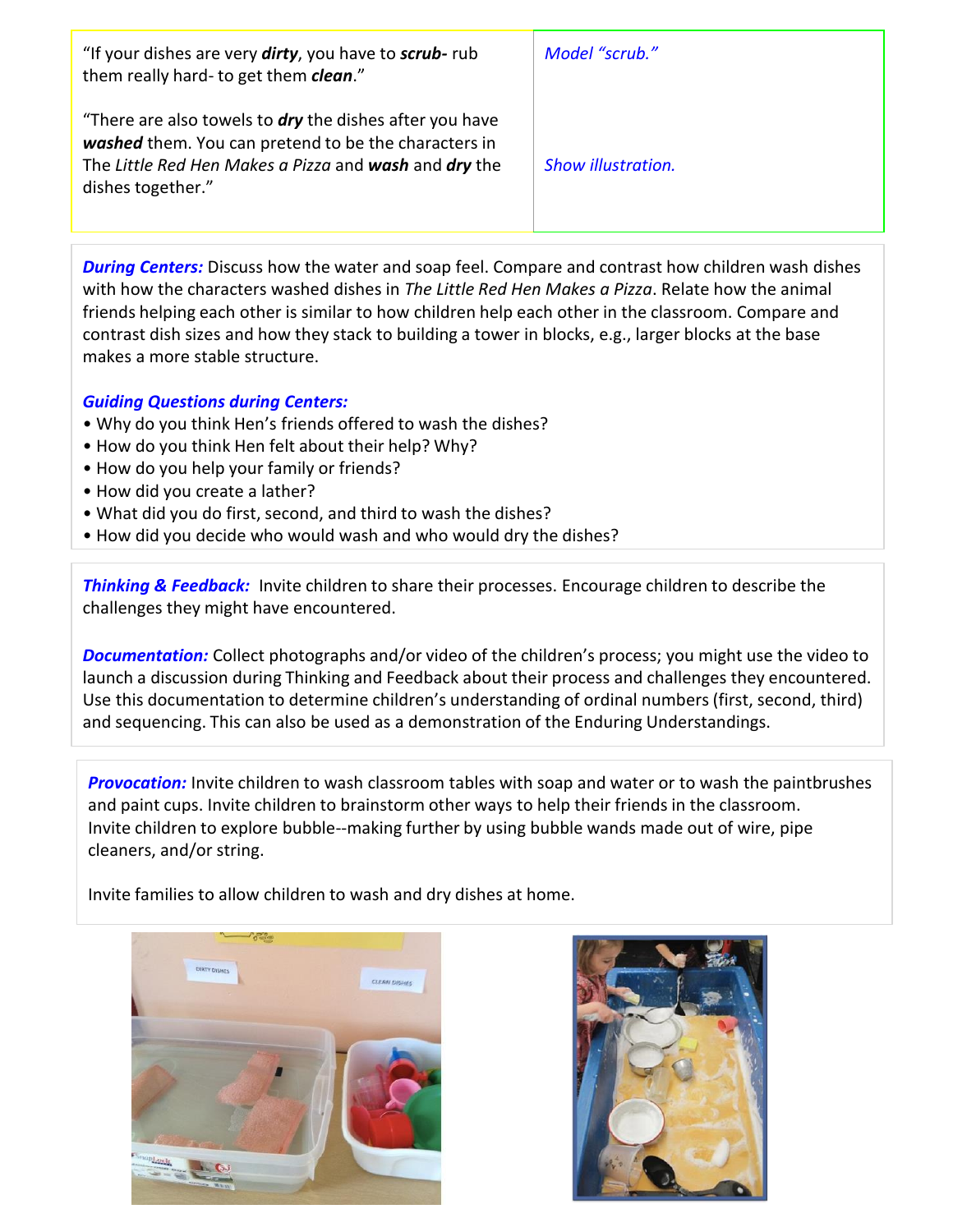| | |
|---|---|
| "If your dishes are very ***dirty***, you have to ***scrub-*** rub them really hard- to get them ***clean***."<br><br>"There are also towels to ***dry*** the dishes after you have ***washed*** them. You can pretend to be the characters in The *Little Red Hen Makes a Pizza* and ***wash*** and ***dry*** the dishes together." | *Model "scrub."*<br><br>*Show illustration.* |

***During Centers:*** Discuss how the water and soap feel. Compare and contrast how children wash dishes with how the characters washed dishes in *The Little Red Hen Makes a Pizza*. Relate how the animal friends helping each other is similar to how children help each other in the classroom. Compare and contrast dish sizes and how they stack to building a tower in blocks, e.g., larger blocks at the base makes a more stable structure.

***Guiding Questions during Centers:***

- Why do you think Hen's friends offered to wash the dishes?
- How do you think Hen felt about their help? Why?
- How do you help your family or friends?
- How did you create a lather?
- What did you do first, second, and third to wash the dishes?
- How did you decide who would wash and who would dry the dishes?

***Thinking & Feedback:*** Invite children to share their processes. Encourage children to describe the challenges they might have encountered.

***Documentation:*** Collect photographs and/or video of the children's process; you might use the video to launch a discussion during Thinking and Feedback about their process and challenges they encountered. Use this documentation to determine children's understanding of ordinal numbers (first, second, third) and sequencing. This can also be used as a demonstration of the Enduring Understandings.

***Provocation:*** Invite children to wash classroom tables with soap and water or to wash the paintbrushes and paint cups. Invite children to brainstorm other ways to help their friends in the classroom. Invite children to explore bubble--making further by using bubble wands made out of wire, pipe cleaners, and/or string.

Invite families to allow children to wash and dry dishes at home.